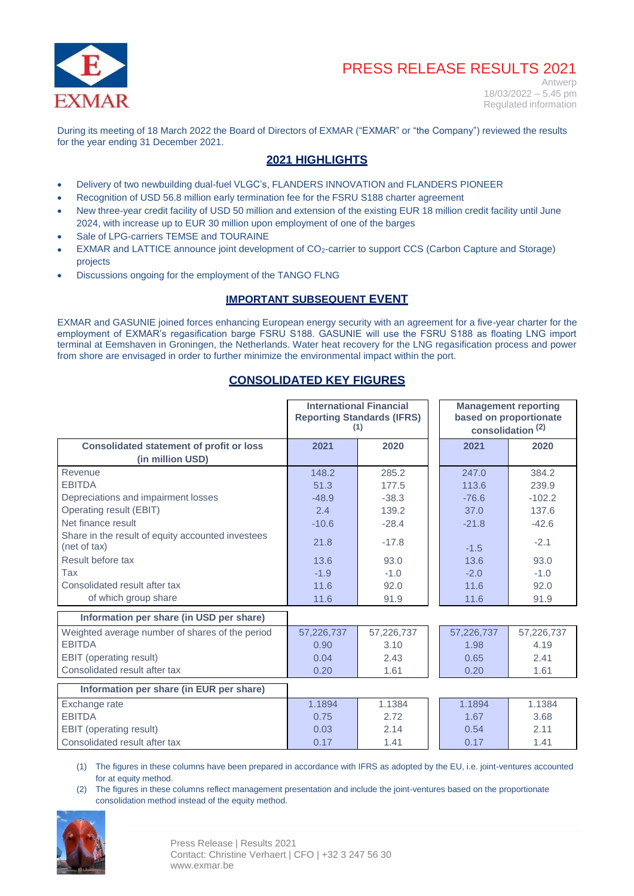# PRESS RELEASE RESULTS 2021

Antwerp
18/03/2022 – 5.45 pm
Regulated information

During its meeting of 18 March 2022 the Board of Directors of EXMAR ("EXMAR" or "the Company") reviewed the results for the year ending 31 December 2021.

## 2021 HIGHLIGHTS

- Delivery of two newbuilding dual-fuel VLGC's, FLANDERS INNOVATION and FLANDERS PIONEER
- Recognition of USD 56.8 million early termination fee for the FSRU S188 charter agreement
- New three-year credit facility of USD 50 million and extension of the existing EUR 18 million credit facility until June 2024, with increase up to EUR 30 million upon employment of one of the barges
- Sale of LPG-carriers TEMSE and TOURAINE
- EXMAR and LATTICE announce joint development of $CO_2$-carrier to support CCS (Carbon Capture and Storage) projects
- Discussions ongoing for the employment of the TANGO FLNG

## IMPORTANT SUBSEQUENT EVENT

EXMAR and GASUNIE joined forces enhancing European energy security with an agreement for a five-year charter for the employment of EXMAR's regasification barge FSRU S188. GASUNIE will use the FSRU S188 as floating LNG import terminal at Eemshaven in Groningen, the Netherlands. Water heat recovery for the LNG regasification process and power from shore are envisaged in order to further minimize the environmental impact within the port.

## CONSOLIDATED KEY FIGURES

| | International Financial Reporting Standards (IFRS) (1) | | Management reporting based on proportionate consolidation (2) | |
|---|---|---|---|---|
| **Consolidated statement of profit or loss (in million USD)** | **2021** | **2020** | **2021** | **2020** |
| Revenue | 148.2 | 285.2 | 247.0 | 384.2 |
| EBITDA | 51.3 | 177.5 | 113.6 | 239.9 |
| Depreciations and impairment losses | -48.9 | -38.3 | -76.6 | -102.2 |
| Operating result (EBIT) | 2.4 | 139.2 | 37.0 | 137.6 |
| Net finance result | -10.6 | -28.4 | -21.8 | -42.6 |
| Share in the result of equity accounted investees (net of tax) | 21.8 | -17.8 | -1.5 | -2.1 |
| Result before tax | 13.6 | 93.0 | 13.6 | 93.0 |
| Tax | -1.9 | -1.0 | -2.0 | -1.0 |
| Consolidated result after tax | 11.6 | 92.0 | 11.6 | 92.0 |
| of which group share | 11.6 | 91.9 | 11.6 | 91.9 |
| **Information per share (in USD per share)** | | | | |
| Weighted average number of shares of the period | 57,226,737 | 57,226,737 | 57,226,737 | 57,226,737 |
| EBITDA | 0.90 | 3.10 | 1.98 | 4.19 |
| EBIT (operating result) | 0.04 | 2.43 | 0.65 | 2.41 |
| Consolidated result after tax | 0.20 | 1.61 | 0.20 | 1.61 |
| **Information per share (in EUR per share)** | | | | |
| Exchange rate | 1.1894 | 1.1384 | 1.1894 | 1.1384 |
| EBITDA | 0.75 | 2.72 | 1.67 | 3.68 |
| EBIT (operating result) | 0.03 | 2.14 | 0.54 | 2.11 |
| Consolidated result after tax | 0.17 | 1.41 | 0.17 | 1.41 |

(1) The figures in these columns have been prepared in accordance with IFRS as adopted by the EU, i.e. joint-ventures accounted for at equity method.

(2) The figures in these columns reflect management presentation and include the joint-ventures based on the proportionate consolidation method instead of the equity method.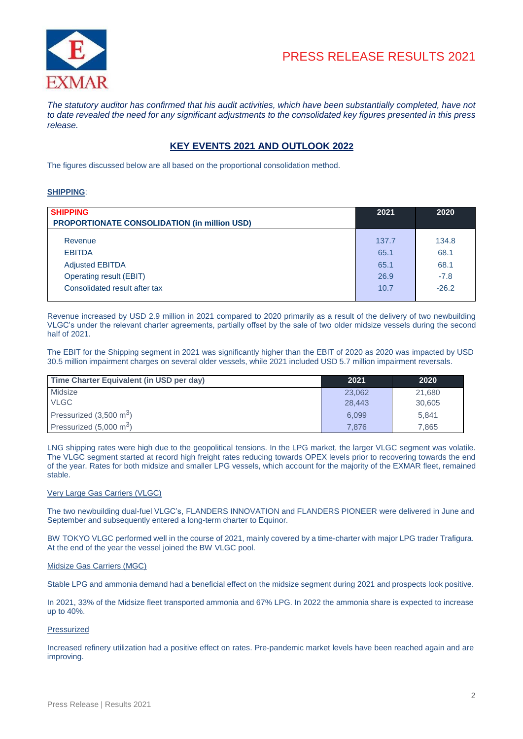# PRESS RELEASE RESULTS 2021

*The statutory auditor has confirmed that his audit activities, which have been substantially completed, have not to date revealed the need for any significant adjustments to the consolidated key figures presented in this press release.*

## KEY EVENTS 2021 AND OUTLOOK 2022

The figures discussed below are all based on the proportional consolidation method.

### SHIPPING:

| SHIPPING<br>PROPORTIONATE CONSOLIDATION (in million USD) | 2021 | 2020 |
|---|---|---|
| Revenue | 137.7 | 134.8 |
| EBITDA | 65.1 | 68.1 |
| Adjusted EBITDA | 65.1 | 68.1 |
| Operating result (EBIT) | 26.9 | -7.8 |
| Consolidated result after tax | 10.7 | -26.2 |

Revenue increased by USD 2.9 million in 2021 compared to 2020 primarily as a result of the delivery of two newbuilding VLGC's under the relevant charter agreements, partially offset by the sale of two older midsize vessels during the second half of 2021.

The EBIT for the Shipping segment in 2021 was significantly higher than the EBIT of 2020 as 2020 was impacted by USD 30.5 million impairment charges on several older vessels, while 2021 included USD 5.7 million impairment reversals.

| Time Charter Equivalent (in USD per day) | 2021 | 2020 |
|---|---|---|
| Midsize | 23,062 | 21,680 |
| VLGC | 28,443 | 30,605 |
| Pressurized (3,500 $m^3$) | 6,099 | 5,841 |
| Pressurized (5,000 $m^3$) | 7,876 | 7,865 |

LNG shipping rates were high due to the geopolitical tensions. In the LPG market, the larger VLGC segment was volatile. The VLGC segment started at record high freight rates reducing towards OPEX levels prior to recovering towards the end of the year. Rates for both midsize and smaller LPG vessels, which account for the majority of the EXMAR fleet, remained stable.

#### Very Large Gas Carriers (VLGC)

The two newbuilding dual-fuel VLGC's, FLANDERS INNOVATION and FLANDERS PIONEER were delivered in June and September and subsequently entered a long-term charter to Equinor.

BW TOKYO VLGC performed well in the course of 2021, mainly covered by a time-charter with major LPG trader Trafigura. At the end of the year the vessel joined the BW VLGC pool.

#### Midsize Gas Carriers (MGC)

Stable LPG and ammonia demand had a beneficial effect on the midsize segment during 2021 and prospects look positive.

In 2021, 33% of the Midsize fleet transported ammonia and 67% LPG. In 2022 the ammonia share is expected to increase up to 40%.

#### Pressurized

Increased refinery utilization had a positive effect on rates. Pre-pandemic market levels have been reached again and are improving.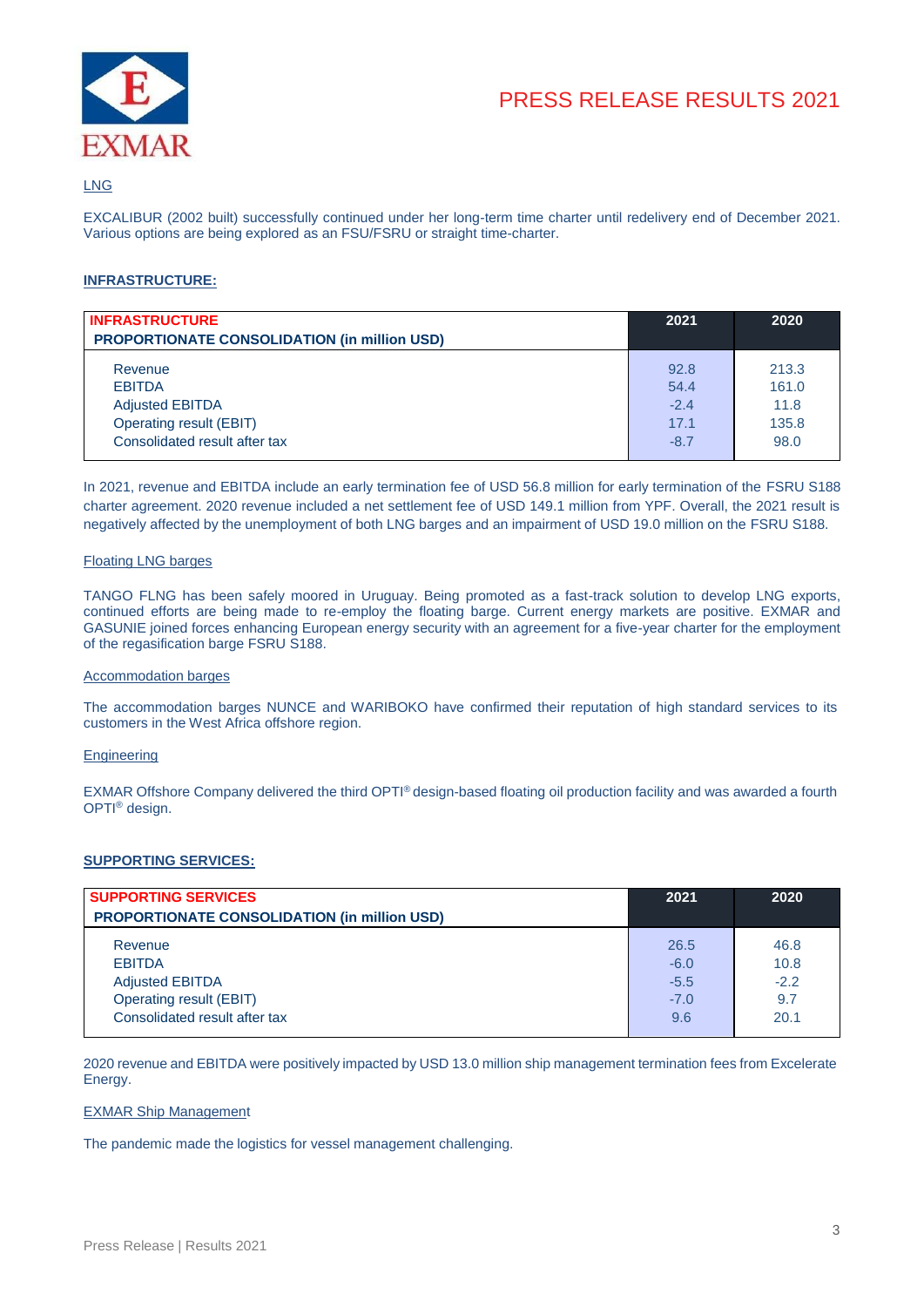LNG

EXCALIBUR (2002 built) successfully continued under her long-term time charter until redelivery end of December 2021. Various options are being explored as an FSU/FSRU or straight time-charter.

## INFRASTRUCTURE:

| INFRASTRUCTURE<br>**PROPORTIONATE CONSOLIDATION (in million USD)** | 2021 | 2020 |
|---|---|---|
| Revenue | 92.8 | 213.3 |
| EBITDA | 54.4 | 161.0 |
| Adjusted EBITDA | -2.4 | 11.8 |
| Operating result (EBIT) | 17.1 | 135.8 |
| Consolidated result after tax | -8.7 | 98.0 |

In 2021, revenue and EBITDA include an early termination fee of USD 56.8 million for early termination of the FSRU S188 charter agreement. 2020 revenue included a net settlement fee of USD 149.1 million from YPF. Overall, the 2021 result is negatively affected by the unemployment of both LNG barges and an impairment of USD 19.0 million on the FSRU S188.

Floating LNG barges

TANGO FLNG has been safely moored in Uruguay. Being promoted as a fast-track solution to develop LNG exports, continued efforts are being made to re-employ the floating barge. Current energy markets are positive. EXMAR and GASUNIE joined forces enhancing European energy security with an agreement for a five-year charter for the employment of the regasification barge FSRU S188.

Accommodation barges

The accommodation barges NUNCE and WARIBOKO have confirmed their reputation of high standard services to its customers in the West Africa offshore region.

Engineering

EXMAR Offshore Company delivered the third OPTI® design-based floating oil production facility and was awarded a fourth OPTI® design.

## SUPPORTING SERVICES:

| SUPPORTING SERVICES<br>**PROPORTIONATE CONSOLIDATION (in million USD)** | 2021 | 2020 |
|---|---|---|
| Revenue | 26.5 | 46.8 |
| EBITDA | -6.0 | 10.8 |
| Adjusted EBITDA | -5.5 | -2.2 |
| Operating result (EBIT) | -7.0 | 9.7 |
| Consolidated result after tax | 9.6 | 20.1 |

2020 revenue and EBITDA were positively impacted by USD 13.0 million ship management termination fees from Excelerate Energy.

EXMAR Ship Management

The pandemic made the logistics for vessel management challenging.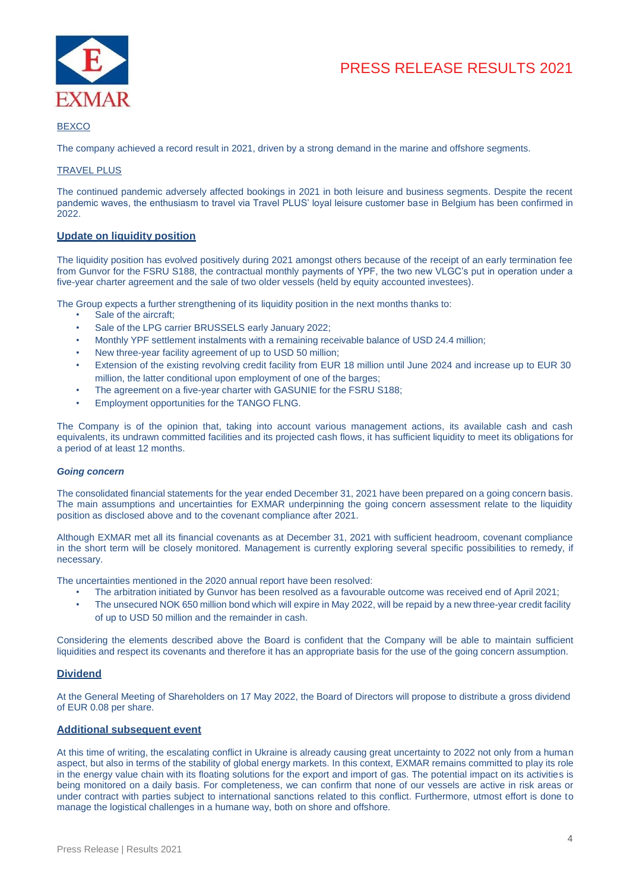BEXCO

The company achieved a record result in 2021, driven by a strong demand in the marine and offshore segments.

TRAVEL PLUS

The continued pandemic adversely affected bookings in 2021 in both leisure and business segments. Despite the recent pandemic waves, the enthusiasm to travel via Travel PLUS' loyal leisure customer base in Belgium has been confirmed in 2022.

## Update on liquidity position

The liquidity position has evolved positively during 2021 amongst others because of the receipt of an early termination fee from Gunvor for the FSRU S188, the contractual monthly payments of YPF, the two new VLGC's put in operation under a five-year charter agreement and the sale of two older vessels (held by equity accounted investees).

The Group expects a further strengthening of its liquidity position in the next months thanks to:

- Sale of the aircraft;
- Sale of the LPG carrier BRUSSELS early January 2022;
- Monthly YPF settlement instalments with a remaining receivable balance of USD 24.4 million;
- New three-year facility agreement of up to USD 50 million;
- Extension of the existing revolving credit facility from EUR 18 million until June 2024 and increase up to EUR 30 million, the latter conditional upon employment of one of the barges;
- The agreement on a five-year charter with GASUNIE for the FSRU S188;
- Employment opportunities for the TANGO FLNG.

The Company is of the opinion that, taking into account various management actions, its available cash and cash equivalents, its undrawn committed facilities and its projected cash flows, it has sufficient liquidity to meet its obligations for a period of at least 12 months.

***Going concern***

The consolidated financial statements for the year ended December 31, 2021 have been prepared on a going concern basis. The main assumptions and uncertainties for EXMAR underpinning the going concern assessment relate to the liquidity position as disclosed above and to the covenant compliance after 2021.

Although EXMAR met all its financial covenants as at December 31, 2021 with sufficient headroom, covenant compliance in the short term will be closely monitored. Management is currently exploring several specific possibilities to remedy, if necessary.

The uncertainties mentioned in the 2020 annual report have been resolved:

- The arbitration initiated by Gunvor has been resolved as a favourable outcome was received end of April 2021;
- The unsecured NOK 650 million bond which will expire in May 2022, will be repaid by a new three-year credit facility of up to USD 50 million and the remainder in cash.

Considering the elements described above the Board is confident that the Company will be able to maintain sufficient liquidities and respect its covenants and therefore it has an appropriate basis for the use of the going concern assumption.

## Dividend

At the General Meeting of Shareholders on 17 May 2022, the Board of Directors will propose to distribute a gross dividend of EUR 0.08 per share.

## Additional subsequent event

At this time of writing, the escalating conflict in Ukraine is already causing great uncertainty to 2022 not only from a human aspect, but also in terms of the stability of global energy markets. In this context, EXMAR remains committed to play its role in the energy value chain with its floating solutions for the export and import of gas. The potential impact on its activities is being monitored on a daily basis. For completeness, we can confirm that none of our vessels are active in risk areas or under contract with parties subject to international sanctions related to this conflict. Furthermore, utmost effort is done to manage the logistical challenges in a humane way, both on shore and offshore.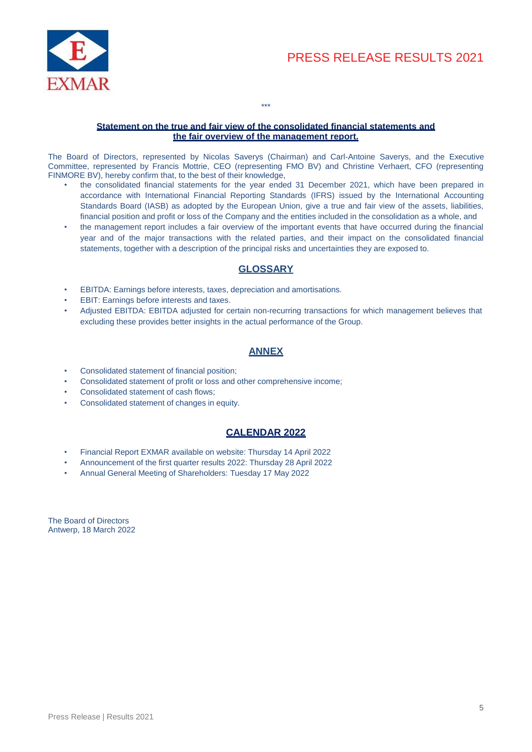\*\*\*

**Statement on the true and fair view of the consolidated financial statements and the fair overview of the management report.**

The Board of Directors, represented by Nicolas Saverys (Chairman) and Carl-Antoine Saverys, and the Executive Committee, represented by Francis Mottrie, CEO (representing FMO BV) and Christine Verhaert, CFO (representing FINMORE BV), hereby confirm that, to the best of their knowledge,

- the consolidated financial statements for the year ended 31 December 2021, which have been prepared in accordance with International Financial Reporting Standards (IFRS) issued by the International Accounting Standards Board (IASB) as adopted by the European Union, give a true and fair view of the assets, liabilities, financial position and profit or loss of the Company and the entities included in the consolidation as a whole, and
- the management report includes a fair overview of the important events that have occurred during the financial year and of the major transactions with the related parties, and their impact on the consolidated financial statements, together with a description of the principal risks and uncertainties they are exposed to.

## GLOSSARY

- EBITDA: Earnings before interests, taxes, depreciation and amortisations.
- EBIT: Earnings before interests and taxes.
- Adjusted EBITDA: EBITDA adjusted for certain non-recurring transactions for which management believes that excluding these provides better insights in the actual performance of the Group.

## ANNEX

- Consolidated statement of financial position;
- Consolidated statement of profit or loss and other comprehensive income;
- Consolidated statement of cash flows;
- Consolidated statement of changes in equity.

## CALENDAR 2022

- Financial Report EXMAR available on website: Thursday 14 April 2022
- Announcement of the first quarter results 2022: Thursday 28 April 2022
- Annual General Meeting of Shareholders: Tuesday 17 May 2022

The Board of Directors
Antwerp, 18 March 2022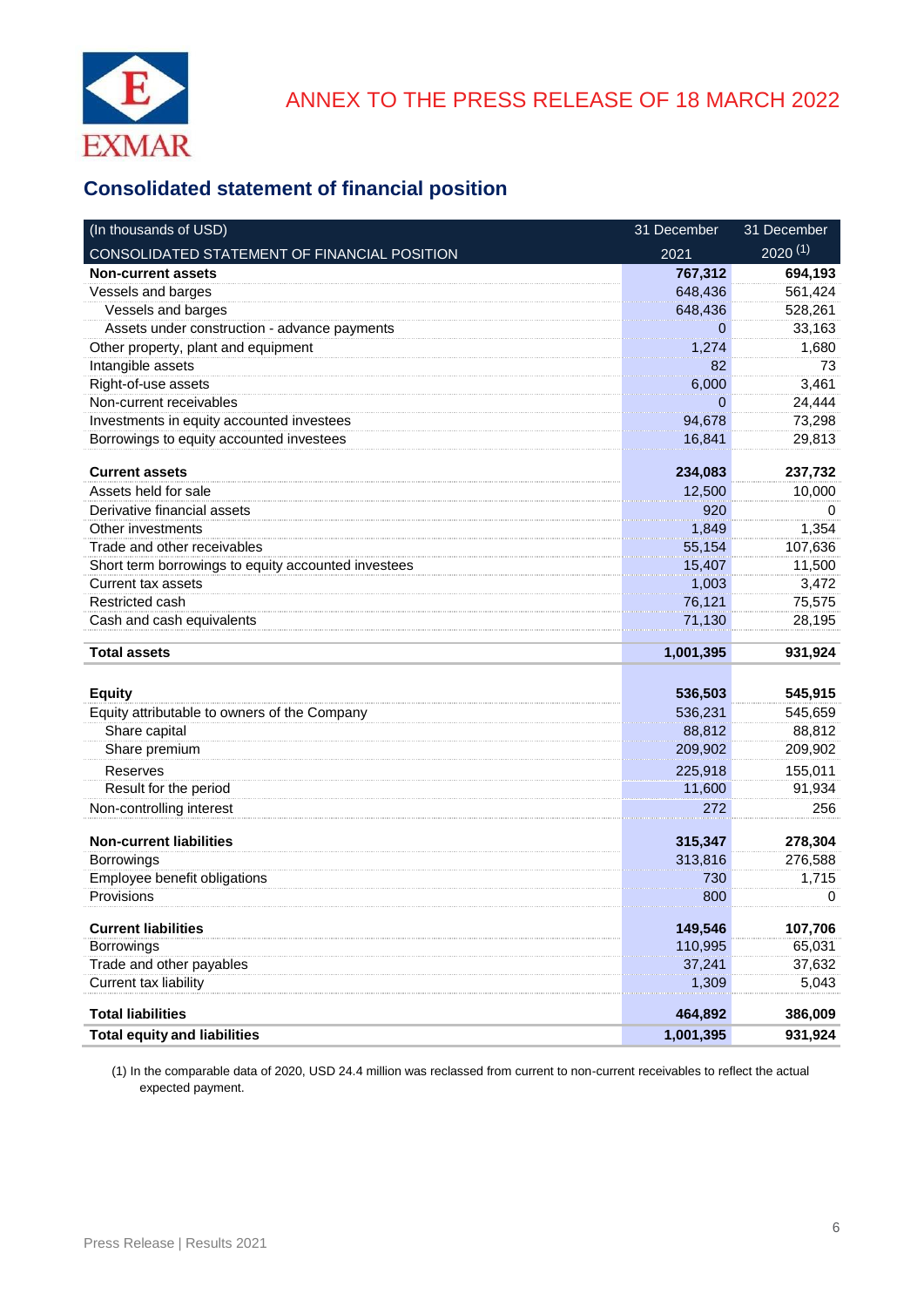ANNEX TO THE PRESS RELEASE OF 18 MARCH 2022

## Consolidated statement of financial position

| (In thousands of USD) CONSOLIDATED STATEMENT OF FINANCIAL POSITION | 31 December 2021 | 31 December 2020 (1) |
|---|---|---|
| **Non-current assets** | **767,312** | **694,193** |
| Vessels and barges | 648,436 | 561,424 |
| Vessels and barges | 648,436 | 528,261 |
| Assets under construction - advance payments | 0 | 33,163 |
| Other property, plant and equipment | 1,274 | 1,680 |
| Intangible assets | 82 | 73 |
| Right-of-use assets | 6,000 | 3,461 |
| Non-current receivables | 0 | 24,444 |
| Investments in equity accounted investees | 94,678 | 73,298 |
| Borrowings to equity accounted investees | 16,841 | 29,813 |
| **Current assets** | **234,083** | **237,732** |
| Assets held for sale | 12,500 | 10,000 |
| Derivative financial assets | 920 | 0 |
| Other investments | 1,849 | 1,354 |
| Trade and other receivables | 55,154 | 107,636 |
| Short term borrowings to equity accounted investees | 15,407 | 11,500 |
| Current tax assets | 1,003 | 3,472 |
| Restricted cash | 76,121 | 75,575 |
| Cash and cash equivalents | 71,130 | 28,195 |
| **Total assets** | **1,001,395** | **931,924** |
| **Equity** | **536,503** | **545,915** |
| Equity attributable to owners of the Company | 536,231 | 545,659 |
| Share capital | 88,812 | 88,812 |
| Share premium | 209,902 | 209,902 |
| Reserves | 225,918 | 155,011 |
| Result for the period | 11,600 | 91,934 |
| Non-controlling interest | 272 | 256 |
| **Non-current liabilities** | **315,347** | **278,304** |
| Borrowings | 313,816 | 276,588 |
| Employee benefit obligations | 730 | 1,715 |
| Provisions | 800 | 0 |
| **Current liabilities** | **149,546** | **107,706** |
| Borrowings | 110,995 | 65,031 |
| Trade and other payables | 37,241 | 37,632 |
| Current tax liability | 1,309 | 5,043 |
| **Total liabilities** | **464,892** | **386,009** |
| **Total equity and liabilities** | **1,001,395** | **931,924** |

(1) In the comparable data of 2020, USD 24.4 million was reclassed from current to non-current receivables to reflect the actual expected payment.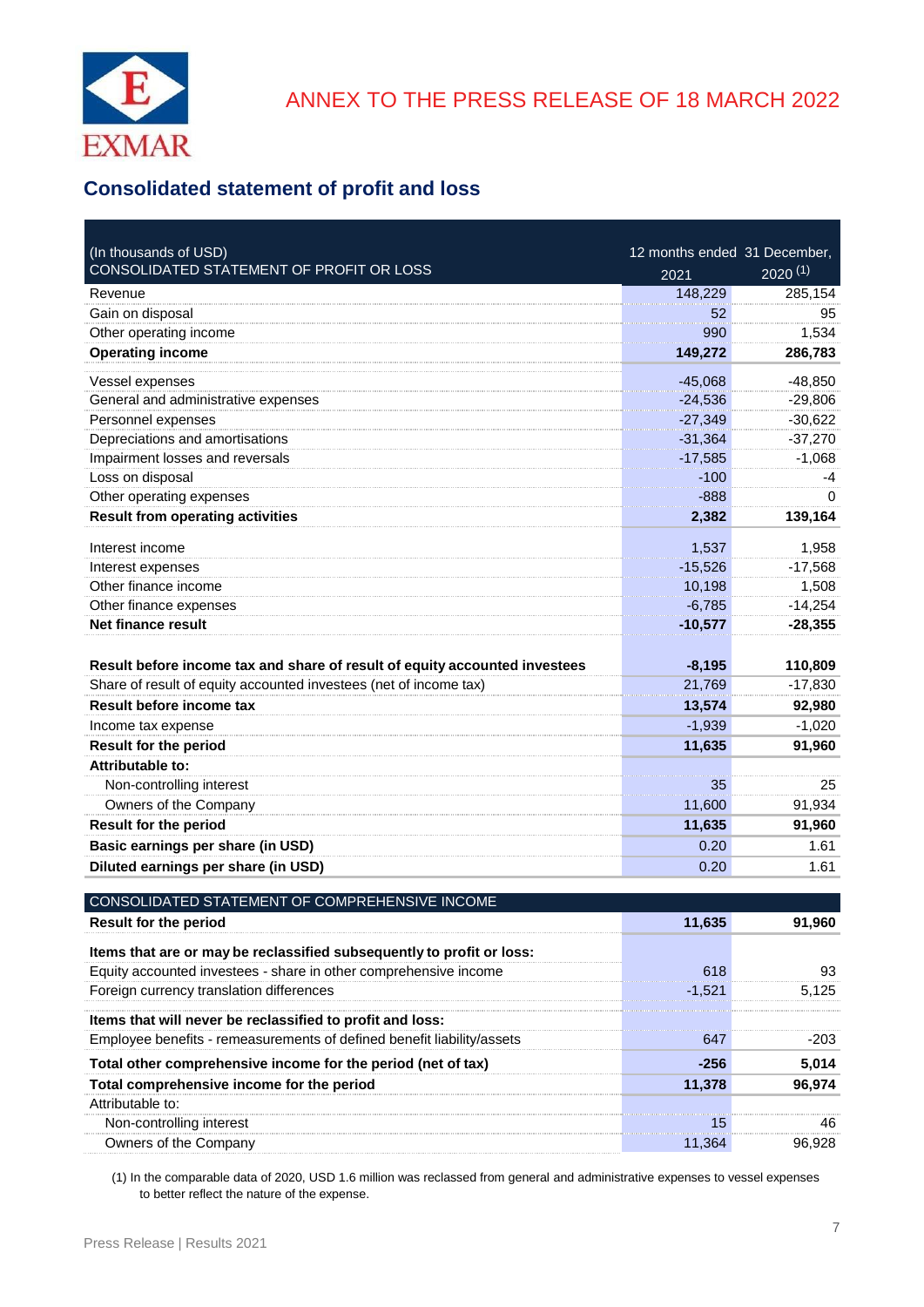ANNEX TO THE PRESS RELEASE OF 18 MARCH 2022

## Consolidated statement of profit and loss

| (In thousands of USD)<br>CONSOLIDATED STATEMENT OF PROFIT OR LOSS | 12 months ended 31 December,<br>2021 | 2020 [(1)] |
|---|---|---|
| Revenue | 148,229 | 285,154 |
| Gain on disposal | 52 | 95 |
| Other operating income | 990 | 1,534 |
| **Operating income** | **149,272** | **286,783** |
| Vessel expenses | -45,068 | -48,850 |
| General and administrative expenses | -24,536 | -29,806 |
| Personnel expenses | -27,349 | -30,622 |
| Depreciations and amortisations | -31,364 | -37,270 |
| Impairment losses and reversals | -17,585 | -1,068 |
| Loss on disposal | -100 | -4 |
| Other operating expenses | -888 | 0 |
| **Result from operating activities** | **2,382** | **139,164** |
| Interest income | 1,537 | 1,958 |
| Interest expenses | -15,526 | -17,568 |
| Other finance income | 10,198 | 1,508 |
| Other finance expenses | -6,785 | -14,254 |
| **Net finance result** | **-10,577** | **-28,355** |
| **Result before income tax and share of result of equity accounted investees** | **-8,195** | **110,809** |
| Share of result of equity accounted investees (net of income tax) | 21,769 | -17,830 |
| **Result before income tax** | **13,574** | **92,980** |
| Income tax expense | -1,939 | -1,020 |
| **Result for the period** | **11,635** | **91,960** |
| **Attributable to:** | | |
| Non-controlling interest | 35 | 25 |
| Owners of the Company | 11,600 | 91,934 |
| **Result for the period** | **11,635** | **91,960** |
| **Basic earnings per share (in USD)** | 0.20 | 1.61 |
| **Diluted earnings per share (in USD)** | 0.20 | 1.61 |

| CONSOLIDATED STATEMENT OF COMPREHENSIVE INCOME | | |
|---|---|---|
| **Result for the period** | **11,635** | **91,960** |
| **Items that are or may be reclassified subsequently to profit or loss:** | | |
| Equity accounted investees - share in other comprehensive income | 618 | 93 |
| Foreign currency translation differences | -1,521 | 5,125 |
| **Items that will never be reclassified to profit and loss:** | | |
| Employee benefits - remeasurements of defined benefit liability/assets | 647 | -203 |
| **Total other comprehensive income for the period (net of tax)** | **-256** | **5,014** |
| **Total comprehensive income for the period** | **11,378** | **96,974** |
| Attributable to: | | |
| Non-controlling interest | 15 | 46 |
| Owners of the Company | 11,364 | 96,928 |

(1) In the comparable data of 2020, USD 1.6 million was reclassed from general and administrative expenses to vessel expenses to better reflect the nature of the expense.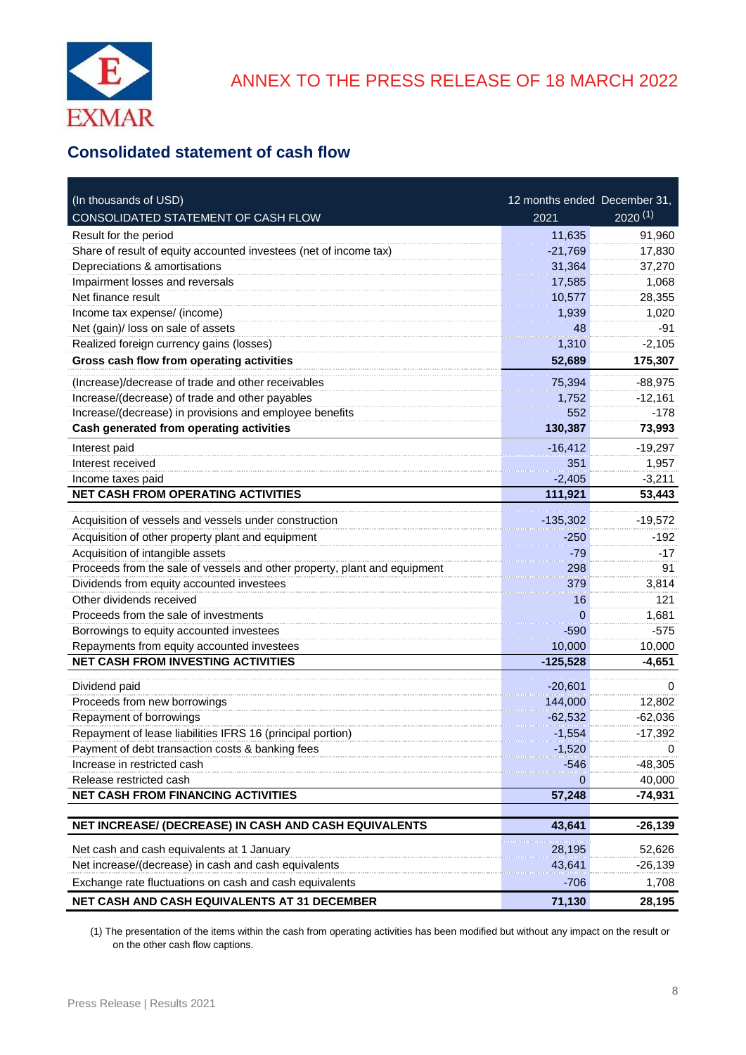ANNEX TO THE PRESS RELEASE OF 18 MARCH 2022

## Consolidated statement of cash flow

| (In thousands of USD) | 12 months ended December 31, | |
|---|---|---|
| CONSOLIDATED STATEMENT OF CASH FLOW | 2021 | 2020 (1) |
| Result for the period | 11,635 | 91,960 |
| Share of result of equity accounted investees (net of income tax) | -21,769 | 17,830 |
| Depreciations & amortisations | 31,364 | 37,270 |
| Impairment losses and reversals | 17,585 | 1,068 |
| Net finance result | 10,577 | 28,355 |
| Income tax expense/ (income) | 1,939 | 1,020 |
| Net (gain)/ loss on sale of assets | 48 | -91 |
| Realized foreign currency gains (losses) | 1,310 | -2,105 |
| **Gross cash flow from operating activities** | **52,689** | **175,307** |
| (Increase)/decrease of trade and other receivables | 75,394 | -88,975 |
| Increase/(decrease) of trade and other payables | 1,752 | -12,161 |
| Increase/(decrease) in provisions and employee benefits | 552 | -178 |
| **Cash generated from operating activities** | **130,387** | **73,993** |
| Interest paid | -16,412 | -19,297 |
| Interest received | 351 | 1,957 |
| Income taxes paid | -2,405 | -3,211 |
| **NET CASH FROM OPERATING ACTIVITIES** | **111,921** | **53,443** |
| Acquisition of vessels and vessels under construction | -135,302 | -19,572 |
| Acquisition of other property plant and equipment | -250 | -192 |
| Acquisition of intangible assets | -79 | -17 |
| Proceeds from the sale of vessels and other property, plant and equipment | 298 | 91 |
| Dividends from equity accounted investees | 379 | 3,814 |
| Other dividends received | 16 | 121 |
| Proceeds from the sale of investments | 0 | 1,681 |
| Borrowings to equity accounted investees | -590 | -575 |
| Repayments from equity accounted investees | 10,000 | 10,000 |
| **NET CASH FROM INVESTING ACTIVITIES** | **-125,528** | **-4,651** |
| Dividend paid | -20,601 | 0 |
| Proceeds from new borrowings | 144,000 | 12,802 |
| Repayment of borrowings | -62,532 | -62,036 |
| Repayment of lease liabilities IFRS 16 (principal portion) | -1,554 | -17,392 |
| Payment of debt transaction costs & banking fees | -1,520 | 0 |
| Increase in restricted cash | -546 | -48,305 |
| Release restricted cash | 0 | 40,000 |
| **NET CASH FROM FINANCING ACTIVITIES** | **57,248** | **-74,931** |
| **NET INCREASE/ (DECREASE) IN CASH AND CASH EQUIVALENTS** | **43,641** | **-26,139** |
| Net cash and cash equivalents at 1 January | 28,195 | 52,626 |
| Net increase/(decrease) in cash and cash equivalents | 43,641 | -26,139 |
| Exchange rate fluctuations on cash and cash equivalents | -706 | 1,708 |
| **NET CASH AND CASH EQUIVALENTS AT 31 DECEMBER** | **71,130** | **28,195** |

(1) The presentation of the items within the cash from operating activities has been modified but without any impact on the result or on the other cash flow captions.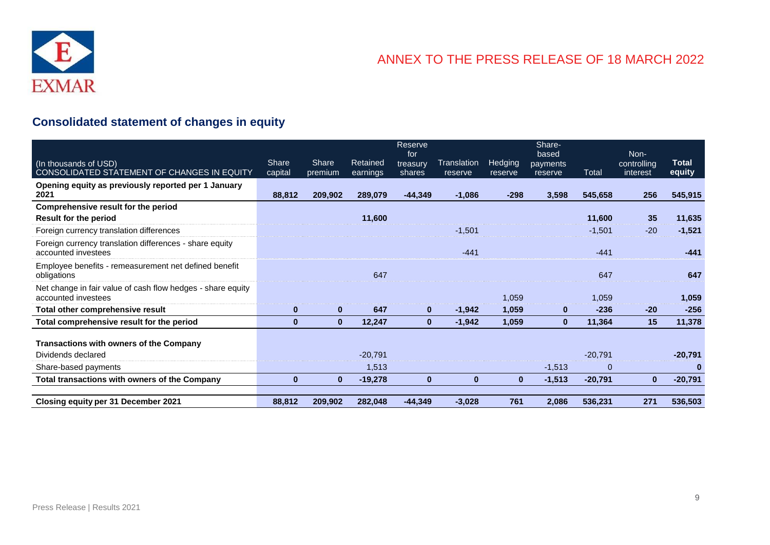ANNEX TO THE PRESS RELEASE OF 18 MARCH 2022

## Consolidated statement of changes in equity

| (In thousands of USD) CONSOLIDATED STATEMENT OF CHANGES IN EQUITY | Share capital | Share premium | Retained earnings | Reserve for treasury shares | Translation reserve | Hedging reserve | Share-based payments reserve | Total | Non-controlling interest | Total equity |
|---|---|---|---|---|---|---|---|---|---|---|
| **Opening equity as previously reported per 1 January 2021** | **88,812** | **209,902** | **289,079** | **-44,349** | **-1,086** | **-298** | **3,598** | **545,658** | **256** | **545,915** |
| **Comprehensive result for the period** | | | | | | | | | | |
| **Result for the period** | | | **11,600** | | | | | **11,600** | **35** | **11,635** |
| Foreign currency translation differences | | | | | -1,501 | | | -1,501 | -20 | **-1,521** |
| Foreign currency translation differences - share equity accounted investees | | | | | -441 | | | -441 | | **-441** |
| Employee benefits - remeasurement net defined benefit obligations | | | 647 | | | | | 647 | | **647** |
| Net change in fair value of cash flow hedges - share equity accounted investees | | | | | | 1,059 | | 1,059 | | **1,059** |
| **Total other comprehensive result** | **0** | **0** | **647** | **0** | **-1,942** | **1,059** | **0** | **-236** | **-20** | **-256** |
| **Total comprehensive result for the period** | **0** | **0** | **12,247** | **0** | **-1,942** | **1,059** | **0** | **11,364** | **15** | **11,378** |
| **Transactions with owners of the Company** | | | | | | | | | | |
| Dividends declared | | | -20,791 | | | | | -20,791 | | **-20,791** |
| Share-based payments | | | 1,513 | | | | -1,513 | 0 | | **0** |
| **Total transactions with owners of the Company** | **0** | **0** | **-19,278** | **0** | **0** | **0** | **-1,513** | **-20,791** | **0** | **-20,791** |
| **Closing equity per 31 December 2021** | **88,812** | **209,902** | **282,048** | **-44,349** | **-3,028** | **761** | **2,086** | **536,231** | **271** | **536,503** |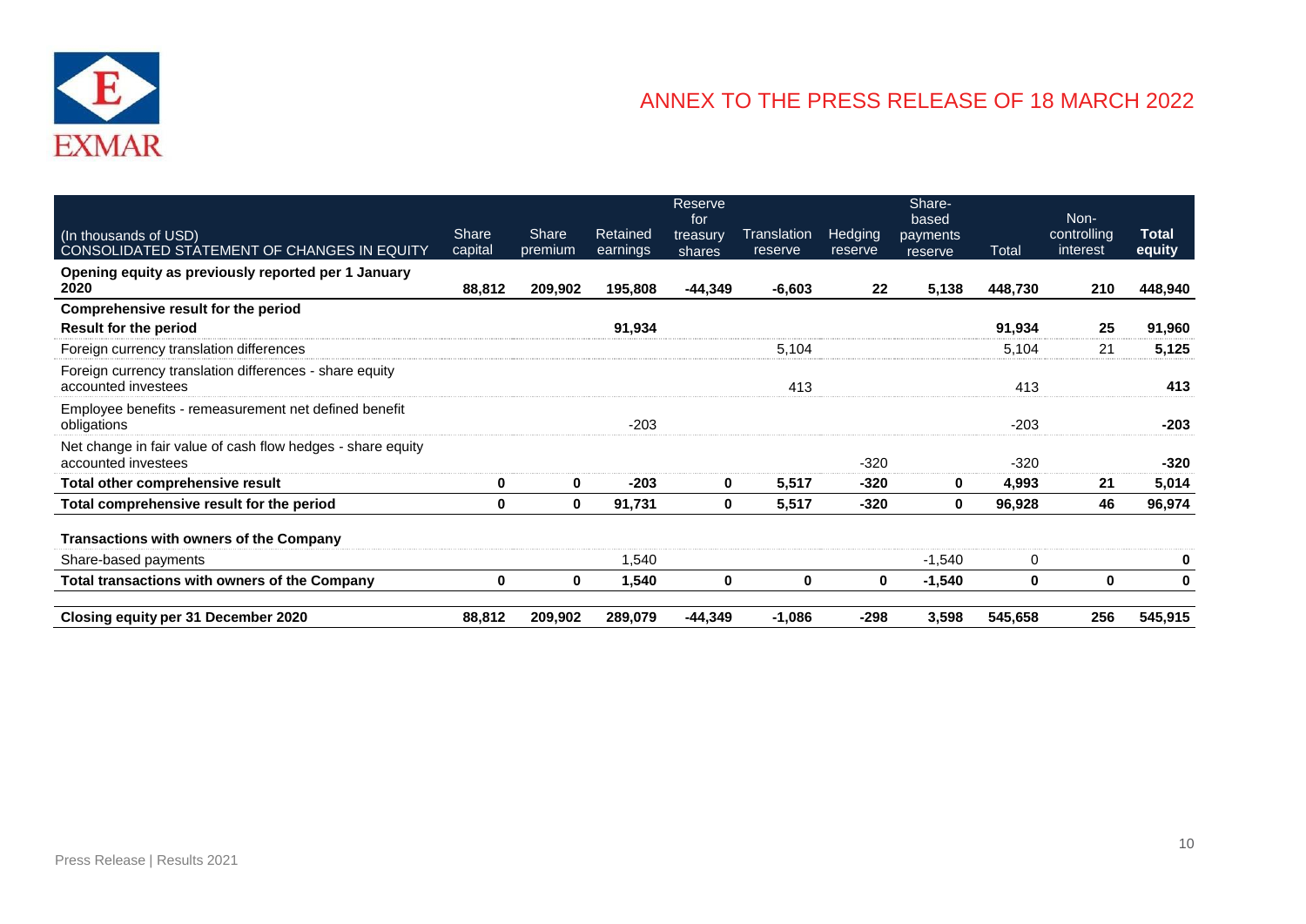EXMAR

ANNEX TO THE PRESS RELEASE OF 18 MARCH 2022

| (In thousands of USD) CONSOLIDATED STATEMENT OF CHANGES IN EQUITY | Share capital | Share premium | Retained earnings | Reserve for treasury shares | Translation reserve | Hedging reserve | Share-based payments reserve | Total | Non-controlling interest | **Total equity** |
|---|---|---|---|---|---|---|---|---|---|---|
| **Opening equity as previously reported per 1 January 2020** | **88,812** | **209,902** | **195,808** | **-44,349** | **-6,603** | **22** | **5,138** | **448,730** | **210** | **448,940** |
| **Comprehensive result for the period** | | | | | | | | | | |
| **Result for the period** | | | **91,934** | | | | | **91,934** | **25** | **91,960** |
| Foreign currency translation differences | | | | | 5,104 | | | 5,104 | 21 | **5,125** |
| Foreign currency translation differences - share equity accounted investees | | | | | 413 | | | 413 | | **413** |
| Employee benefits - remeasurement net defined benefit obligations | | | -203 | | | | | -203 | | **-203** |
| Net change in fair value of cash flow hedges - share equity accounted investees | | | | | | -320 | | -320 | | **-320** |
| **Total other comprehensive result** | **0** | **0** | **-203** | **0** | **5,517** | **-320** | **0** | **4,993** | **21** | **5,014** |
| **Total comprehensive result for the period** | **0** | **0** | **91,731** | **0** | **5,517** | **-320** | **0** | **96,928** | **46** | **96,974** |
| **Transactions with owners of the Company** | | | | | | | | | | |
| Share-based payments | | | 1,540 | | | | -1,540 | 0 | | **0** |
| **Total transactions with owners of the Company** | **0** | **0** | **1,540** | **0** | **0** | **0** | **-1,540** | **0** | **0** | **0** |
| **Closing equity per 31 December 2020** | **88,812** | **209,902** | **289,079** | **-44,349** | **-1,086** | **-298** | **3,598** | **545,658** | **256** | **545,915** |